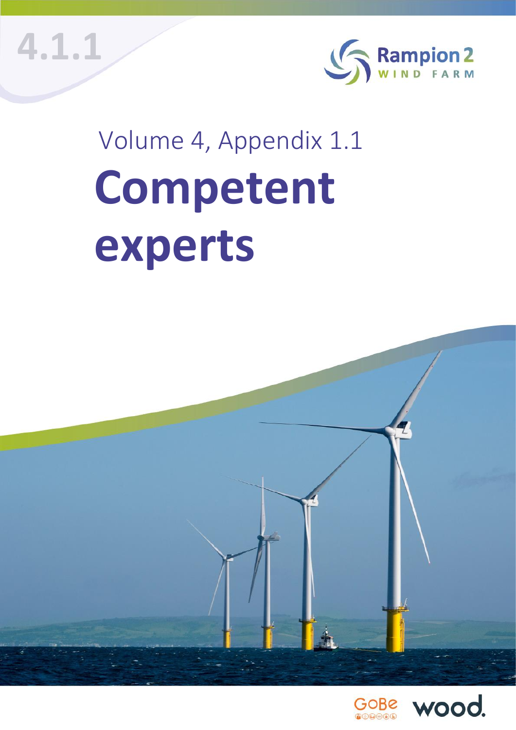4.1.1

Rampion 2
WIND FARM

Volume 4, Appendix 1.1

# Competent experts

GoBe wood.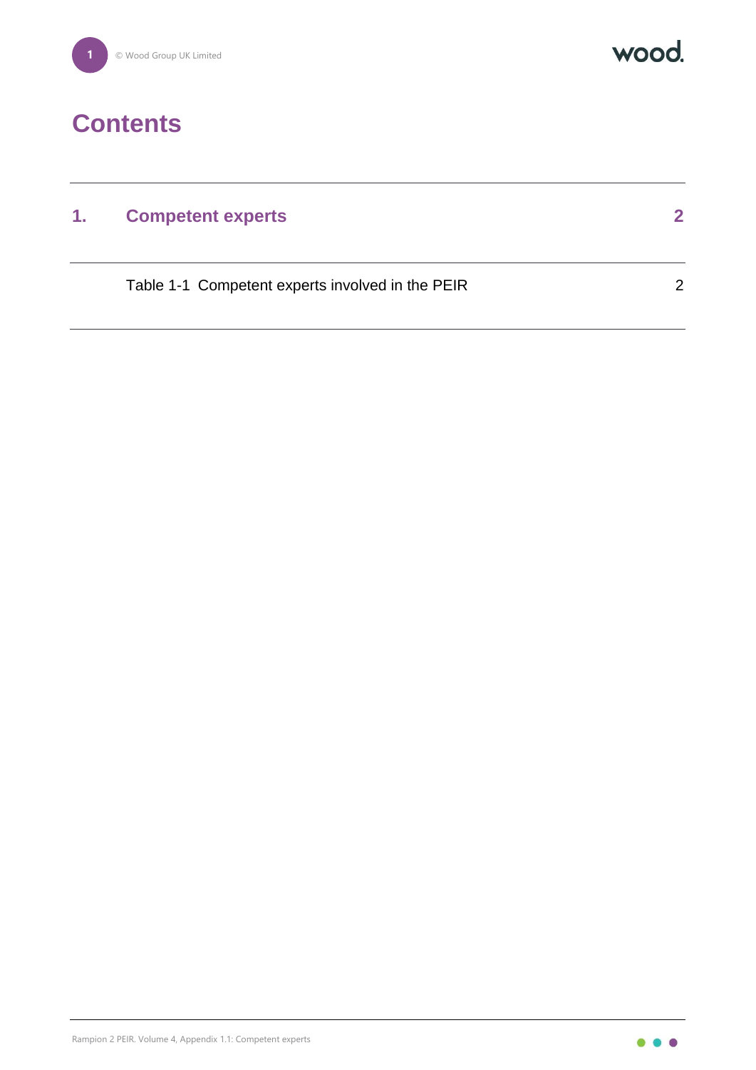# Contents

| | | |
|---|---|---|
| **1.** | **Competent experts** | **2** |
| | Table 1-1 Competent experts involved in the PEIR | 2 |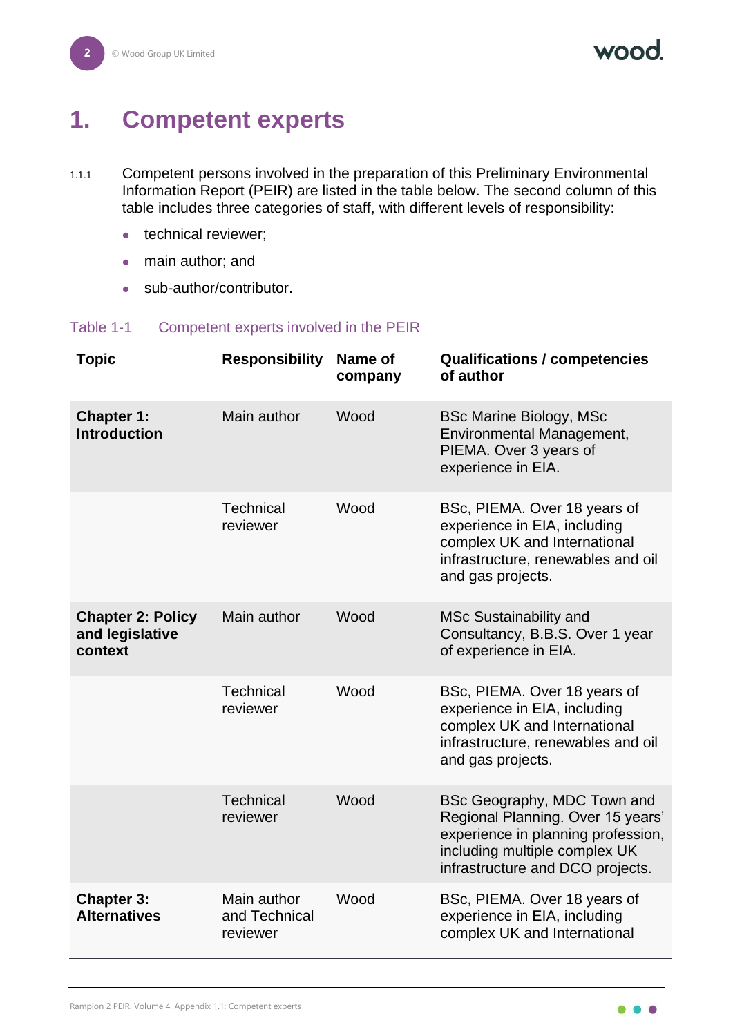# 1. Competent experts

1.1.1 Competent persons involved in the preparation of this Preliminary Environmental Information Report (PEIR) are listed in the table below. The second column of this table includes three categories of staff, with different levels of responsibility:

- technical reviewer;
- main author; and
- sub-author/contributor.

Table 1-1 Competent experts involved in the PEIR

| Topic | Responsibility | Name of company | Qualifications / competencies of author |
|---|---|---|---|
| **Chapter 1: Introduction** | Main author | Wood | BSc Marine Biology, MSc Environmental Management, PIEMA. Over 3 years of experience in EIA. |
| | Technical reviewer | Wood | BSc, PIEMA. Over 18 years of experience in EIA, including complex UK and International infrastructure, renewables and oil and gas projects. |
| **Chapter 2: Policy and legislative context** | Main author | Wood | MSc Sustainability and Consultancy, B.B.S. Over 1 year of experience in EIA. |
| | Technical reviewer | Wood | BSc, PIEMA. Over 18 years of experience in EIA, including complex UK and International infrastructure, renewables and oil and gas projects. |
| | Technical reviewer | Wood | BSc Geography, MDC Town and Regional Planning. Over 15 years' experience in planning profession, including multiple complex UK infrastructure and DCO projects. |
| **Chapter 3: Alternatives** | Main author and Technical reviewer | Wood | BSc, PIEMA. Over 18 years of experience in EIA, including complex UK and International |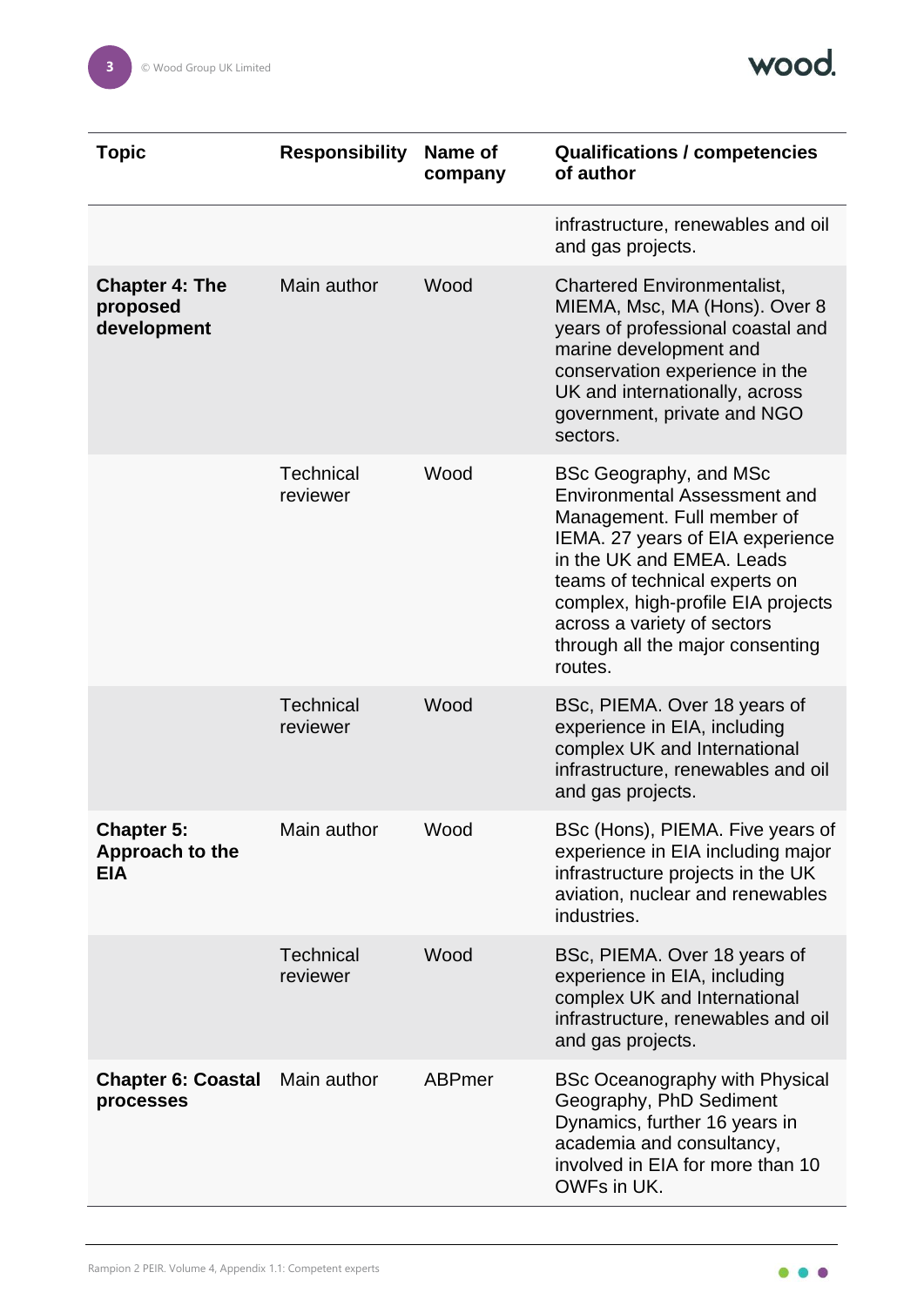| Topic | Responsibility | Name of company | Qualifications / competencies of author |
|---|---|---|---|
| | | | infrastructure, renewables and oil and gas projects. |
| **Chapter 4: The proposed development** | Main author | Wood | Chartered Environmentalist, MIEMA, Msc, MA (Hons). Over 8 years of professional coastal and marine development and conservation experience in the UK and internationally, across government, private and NGO sectors. |
| | Technical reviewer | Wood | BSc Geography, and MSc Environmental Assessment and Management. Full member of IEMA. 27 years of EIA experience in the UK and EMEA. Leads teams of technical experts on complex, high-profile EIA projects across a variety of sectors through all the major consenting routes. |
| | Technical reviewer | Wood | BSc, PIEMA. Over 18 years of experience in EIA, including complex UK and International infrastructure, renewables and oil and gas projects. |
| **Chapter 5: Approach to the EIA** | Main author | Wood | BSc (Hons), PIEMA. Five years of experience in EIA including major infrastructure projects in the UK aviation, nuclear and renewables industries. |
| | Technical reviewer | Wood | BSc, PIEMA. Over 18 years of experience in EIA, including complex UK and International infrastructure, renewables and oil and gas projects. |
| **Chapter 6: Coastal processes** | Main author | ABPmer | BSc Oceanography with Physical Geography, PhD Sediment Dynamics, further 16 years in academia and consultancy, involved in EIA for more than 10 OWFs in UK. |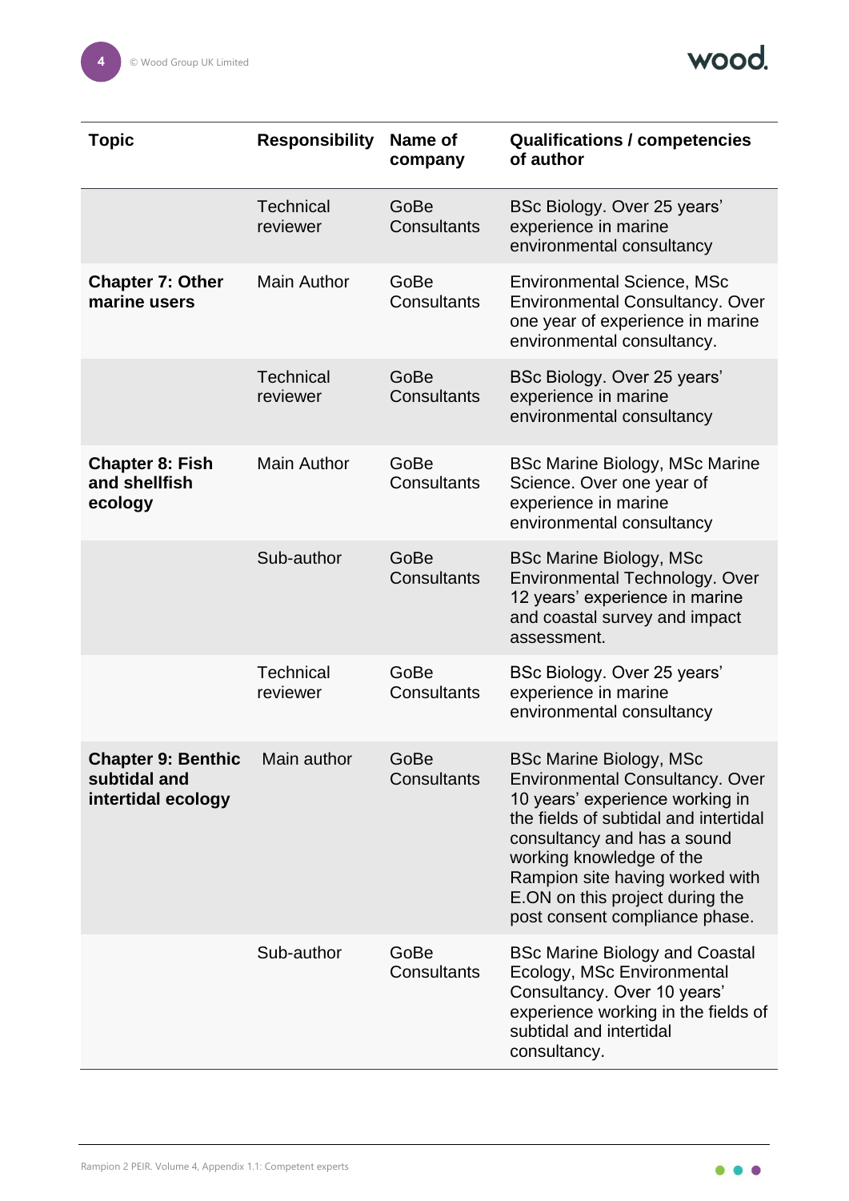| Topic | Responsibility | Name of company | Qualifications / competencies of author |
|---|---|---|---|
| | Technical reviewer | GoBe Consultants | BSc Biology. Over 25 years' experience in marine environmental consultancy |
| **Chapter 7: Other marine users** | Main Author | GoBe Consultants | Environmental Science, MSc Environmental Consultancy. Over one year of experience in marine environmental consultancy. |
| | Technical reviewer | GoBe Consultants | BSc Biology. Over 25 years' experience in marine environmental consultancy |
| **Chapter 8: Fish and shellfish ecology** | Main Author | GoBe Consultants | BSc Marine Biology, MSc Marine Science. Over one year of experience in marine environmental consultancy |
| | Sub-author | GoBe Consultants | BSc Marine Biology, MSc Environmental Technology. Over 12 years' experience in marine and coastal survey and impact assessment. |
| | Technical reviewer | GoBe Consultants | BSc Biology. Over 25 years' experience in marine environmental consultancy |
| **Chapter 9: Benthic subtidal and intertidal ecology** | Main author | GoBe Consultants | BSc Marine Biology, MSc Environmental Consultancy. Over 10 years' experience working in the fields of subtidal and intertidal consultancy and has a sound working knowledge of the Rampion site having worked with E.ON on this project during the post consent compliance phase. |
| | Sub-author | GoBe Consultants | BSc Marine Biology and Coastal Ecology, MSc Environmental Consultancy. Over 10 years' experience working in the fields of subtidal and intertidal consultancy. |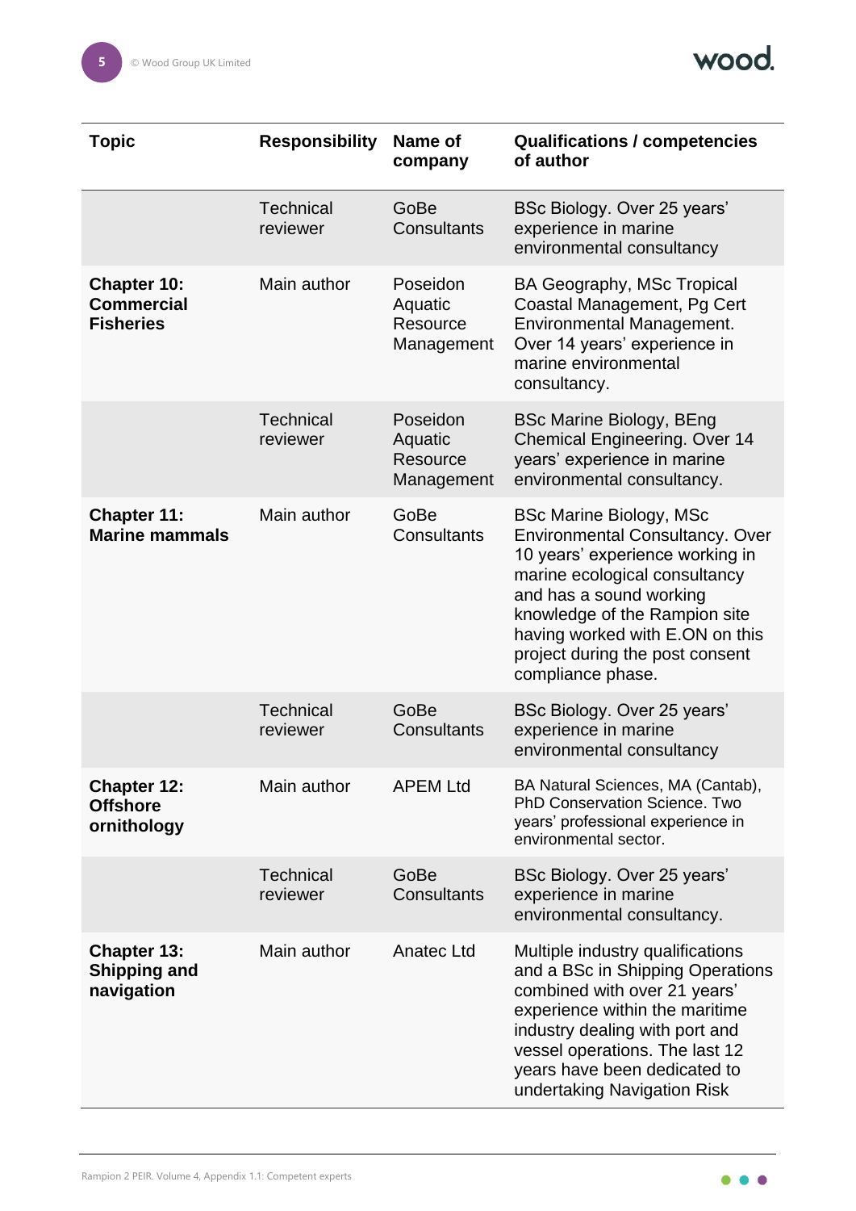| Topic | Responsibility | Name of company | Qualifications / competencies of author |
|---|---|---|---|
| | Technical reviewer | GoBe Consultants | BSc Biology. Over 25 years' experience in marine environmental consultancy |
| **Chapter 10: Commercial Fisheries** | Main author | Poseidon Aquatic Resource Management | BA Geography, MSc Tropical Coastal Management, Pg Cert Environmental Management. Over 14 years' experience in marine environmental consultancy. |
| | Technical reviewer | Poseidon Aquatic Resource Management | BSc Marine Biology, BEng Chemical Engineering. Over 14 years' experience in marine environmental consultancy. |
| **Chapter 11: Marine mammals** | Main author | GoBe Consultants | BSc Marine Biology, MSc Environmental Consultancy. Over 10 years' experience working in marine ecological consultancy and has a sound working knowledge of the Rampion site having worked with E.ON on this project during the post consent compliance phase. |
| | Technical reviewer | GoBe Consultants | BSc Biology. Over 25 years' experience in marine environmental consultancy |
| **Chapter 12: Offshore ornithology** | Main author | APEM Ltd | BA Natural Sciences, MA (Cantab), PhD Conservation Science. Two years' professional experience in environmental sector. |
| | Technical reviewer | GoBe Consultants | BSc Biology. Over 25 years' experience in marine environmental consultancy. |
| **Chapter 13: Shipping and navigation** | Main author | Anatec Ltd | Multiple industry qualifications and a BSc in Shipping Operations combined with over 21 years' experience within the maritime industry dealing with port and vessel operations. The last 12 years have been dedicated to undertaking Navigation Risk |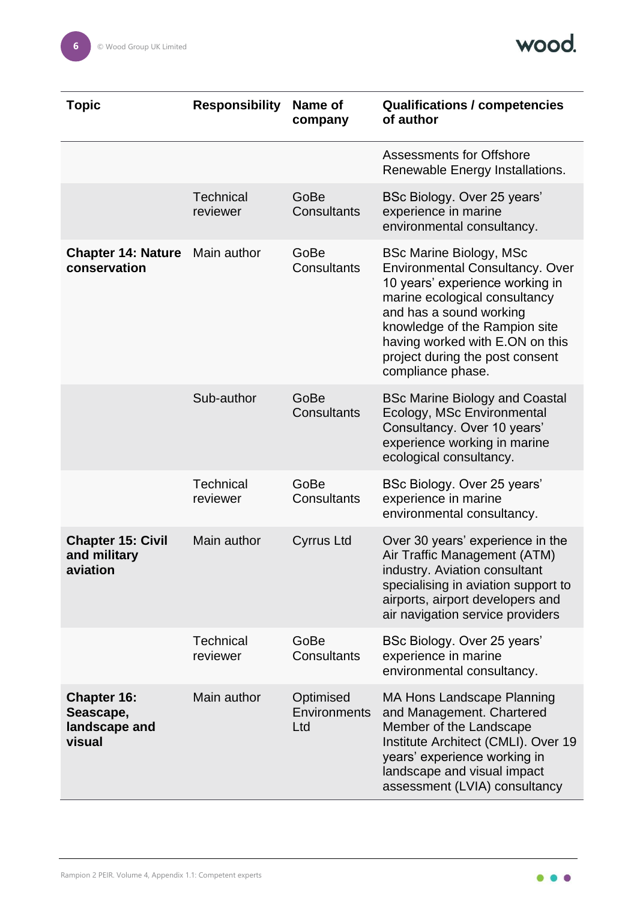| Topic | Responsibility | Name of company | Qualifications / competencies of author |
|---|---|---|---|
| | | | Assessments for Offshore Renewable Energy Installations. |
| | Technical reviewer | GoBe Consultants | BSc Biology. Over 25 years' experience in marine environmental consultancy. |
| **Chapter 14: Nature conservation** | Main author | GoBe Consultants | BSc Marine Biology, MSc Environmental Consultancy. Over 10 years' experience working in marine ecological consultancy and has a sound working knowledge of the Rampion site having worked with E.ON on this project during the post consent compliance phase. |
| | Sub-author | GoBe Consultants | BSc Marine Biology and Coastal Ecology, MSc Environmental Consultancy. Over 10 years' experience working in marine ecological consultancy. |
| | Technical reviewer | GoBe Consultants | BSc Biology. Over 25 years' experience in marine environmental consultancy. |
| **Chapter 15: Civil and military aviation** | Main author | Cyrrus Ltd | Over 30 years' experience in the Air Traffic Management (ATM) industry. Aviation consultant specialising in aviation support to airports, airport developers and air navigation service providers |
| | Technical reviewer | GoBe Consultants | BSc Biology. Over 25 years' experience in marine environmental consultancy. |
| **Chapter 16: Seascape, landscape and visual** | Main author | Optimised Environments Ltd | MA Hons Landscape Planning and Management. Chartered Member of the Landscape Institute Architect (CMLI). Over 19 years' experience working in landscape and visual impact assessment (LVIA) consultancy |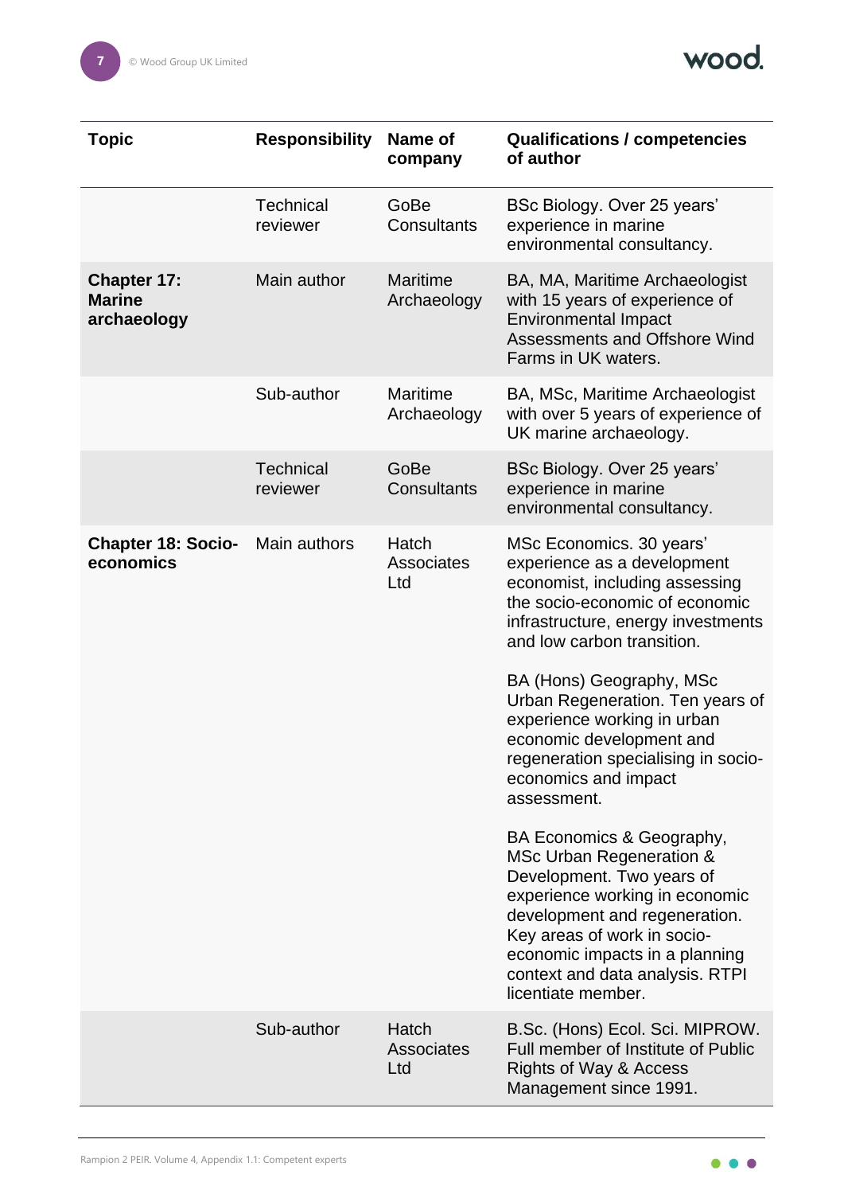| Topic | Responsibility | Name of company | Qualifications / competencies of author |
|---|---|---|---|
| | Technical reviewer | GoBe Consultants | BSc Biology. Over 25 years' experience in marine environmental consultancy. |
| **Chapter 17: Marine archaeology** | Main author | Maritime Archaeology | BA, MA, Maritime Archaeologist with 15 years of experience of Environmental Impact Assessments and Offshore Wind Farms in UK waters. |
| | Sub-author | Maritime Archaeology | BA, MSc, Maritime Archaeologist with over 5 years of experience of UK marine archaeology. |
| | Technical reviewer | GoBe Consultants | BSc Biology. Over 25 years' experience in marine environmental consultancy. |
| **Chapter 18: Socio-economics** | Main authors | Hatch Associates Ltd | MSc Economics. 30 years' experience as a development economist, including assessing the socio-economic of economic infrastructure, energy investments and low carbon transition.<br><br>BA (Hons) Geography, MSc Urban Regeneration. Ten years of experience working in urban economic development and regeneration specialising in socio-economics and impact assessment.<br><br>BA Economics & Geography, MSc Urban Regeneration & Development. Two years of experience working in economic development and regeneration. Key areas of work in socio-economic impacts in a planning context and data analysis. RTPI licentiate member. |
| | Sub-author | Hatch Associates Ltd | B.Sc. (Hons) Ecol. Sci. MIPROW. Full member of Institute of Public Rights of Way & Access Management since 1991. |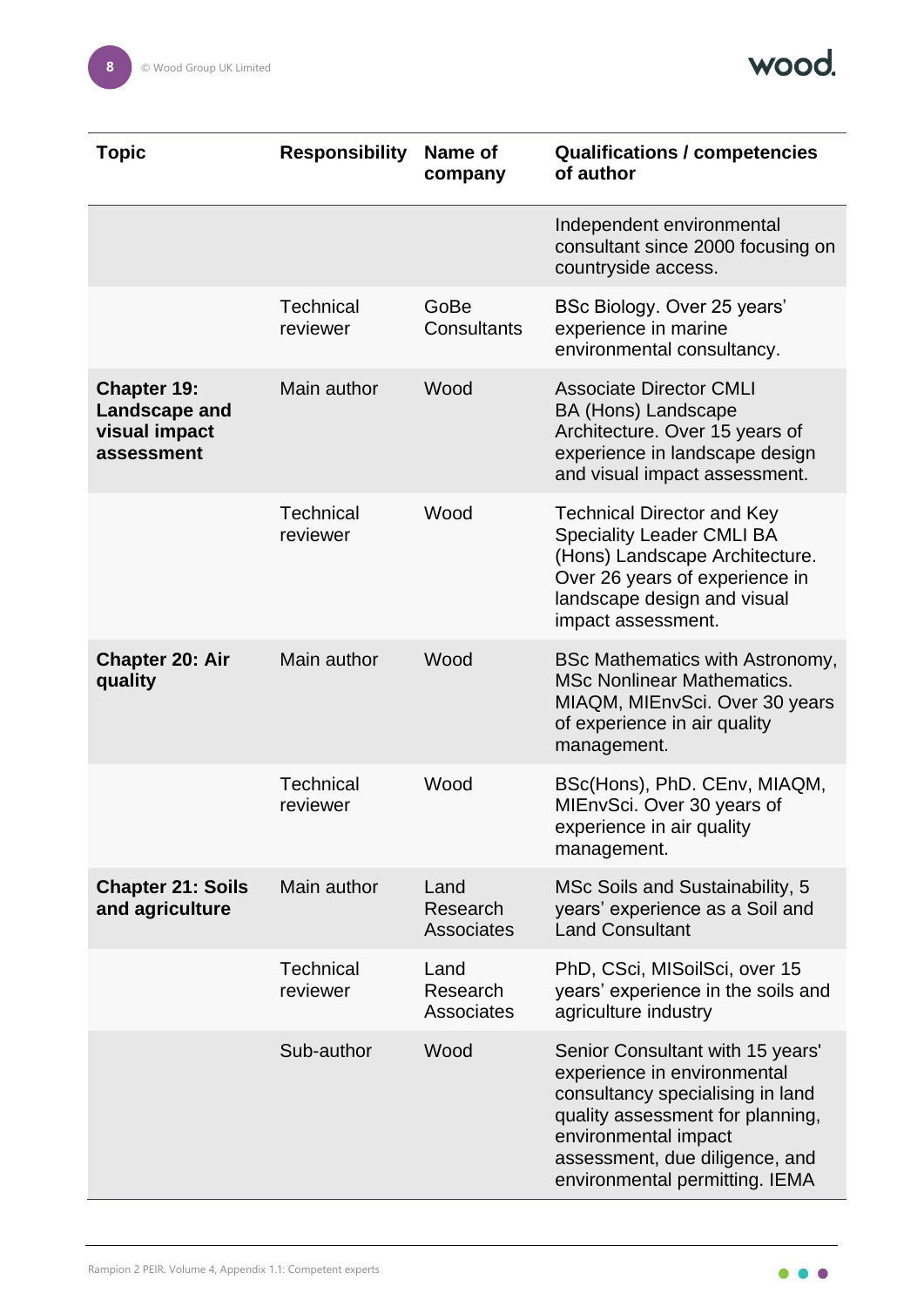| Topic | Responsibility | Name of company | Qualifications / competencies of author |
|---|---|---|---|
| | | | Independent environmental consultant since 2000 focusing on countryside access. |
| | Technical reviewer | GoBe Consultants | BSc Biology. Over 25 years' experience in marine environmental consultancy. |
| **Chapter 19: Landscape and visual impact assessment** | Main author | Wood | Associate Director CMLI BA (Hons) Landscape Architecture. Over 15 years of experience in landscape design and visual impact assessment. |
| | Technical reviewer | Wood | Technical Director and Key Speciality Leader CMLI BA (Hons) Landscape Architecture. Over 26 years of experience in landscape design and visual impact assessment. |
| **Chapter 20: Air quality** | Main author | Wood | BSc Mathematics with Astronomy, MSc Nonlinear Mathematics. MIAQM, MIEnvSci. Over 30 years of experience in air quality management. |
| | Technical reviewer | Wood | BSc(Hons), PhD. CEnv, MIAQM, MIEnvSci. Over 30 years of experience in air quality management. |
| **Chapter 21: Soils and agriculture** | Main author | Land Research Associates | MSc Soils and Sustainability, 5 years' experience as a Soil and Land Consultant |
| | Technical reviewer | Land Research Associates | PhD, CSci, MISoilSci, over 15 years' experience in the soils and agriculture industry |
| | Sub-author | Wood | Senior Consultant with 15 years' experience in environmental consultancy specialising in land quality assessment for planning, environmental impact assessment, due diligence, and environmental permitting. IEMA |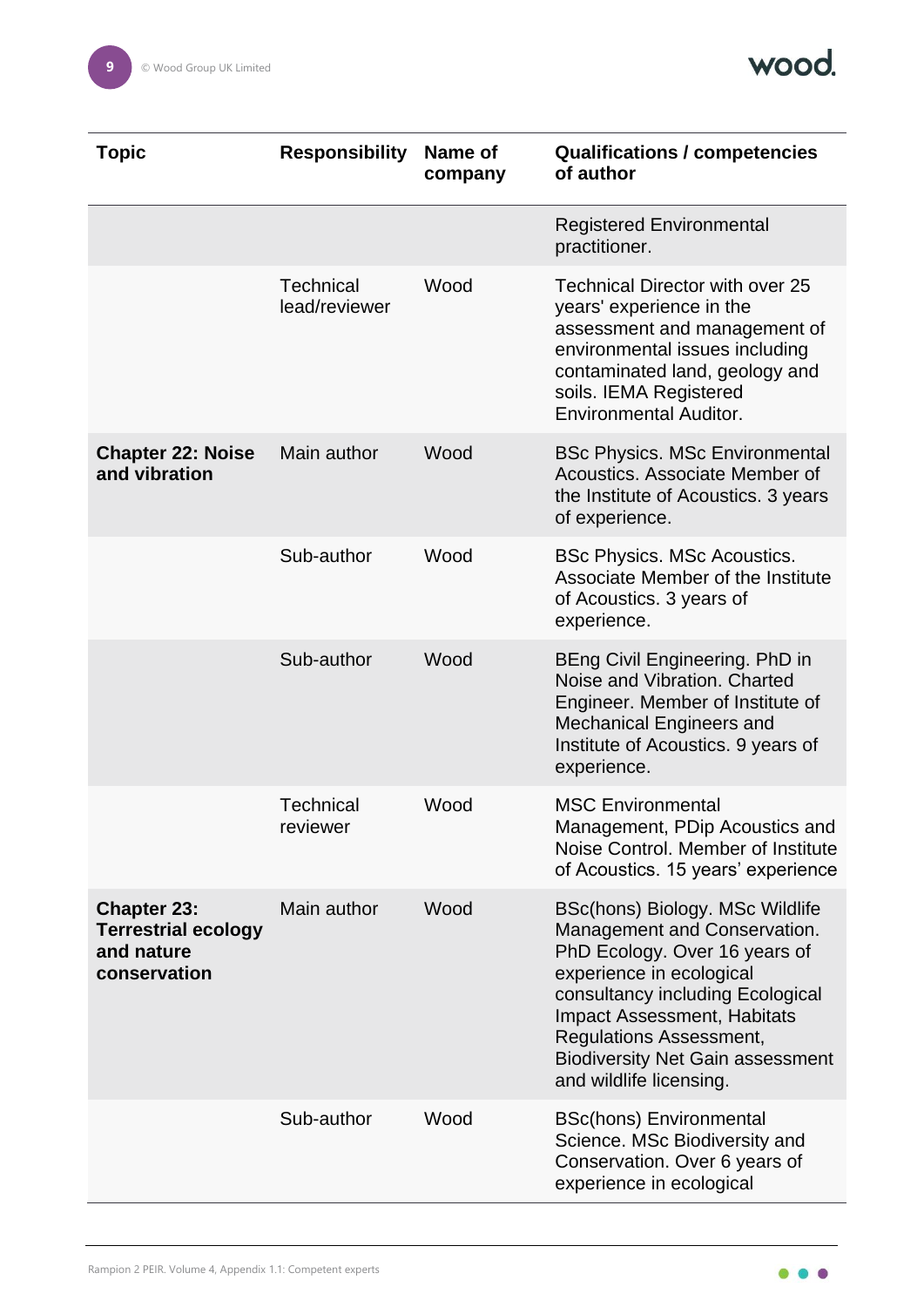| Topic | Responsibility | Name of company | Qualifications / competencies of author |
|---|---|---|---|
| | | | Registered Environmental practitioner. |
| | Technical lead/reviewer | Wood | Technical Director with over 25 years' experience in the assessment and management of environmental issues including contaminated land, geology and soils. IEMA Registered Environmental Auditor. |
| **Chapter 22: Noise and vibration** | Main author | Wood | BSc Physics. MSc Environmental Acoustics. Associate Member of the Institute of Acoustics. 3 years of experience. |
| | Sub-author | Wood | BSc Physics. MSc Acoustics. Associate Member of the Institute of Acoustics. 3 years of experience. |
| | Sub-author | Wood | BEng Civil Engineering. PhD in Noise and Vibration. Charted Engineer. Member of Institute of Mechanical Engineers and Institute of Acoustics. 9 years of experience. |
| | Technical reviewer | Wood | MSC Environmental Management, PDip Acoustics and Noise Control. Member of Institute of Acoustics. 15 years' experience |
| **Chapter 23: Terrestrial ecology and nature conservation** | Main author | Wood | BSc(hons) Biology. MSc Wildlife Management and Conservation. PhD Ecology. Over 16 years of experience in ecological consultancy including Ecological Impact Assessment, Habitats Regulations Assessment, Biodiversity Net Gain assessment and wildlife licensing. |
| | Sub-author | Wood | BSc(hons) Environmental Science. MSc Biodiversity and Conservation. Over 6 years of experience in ecological |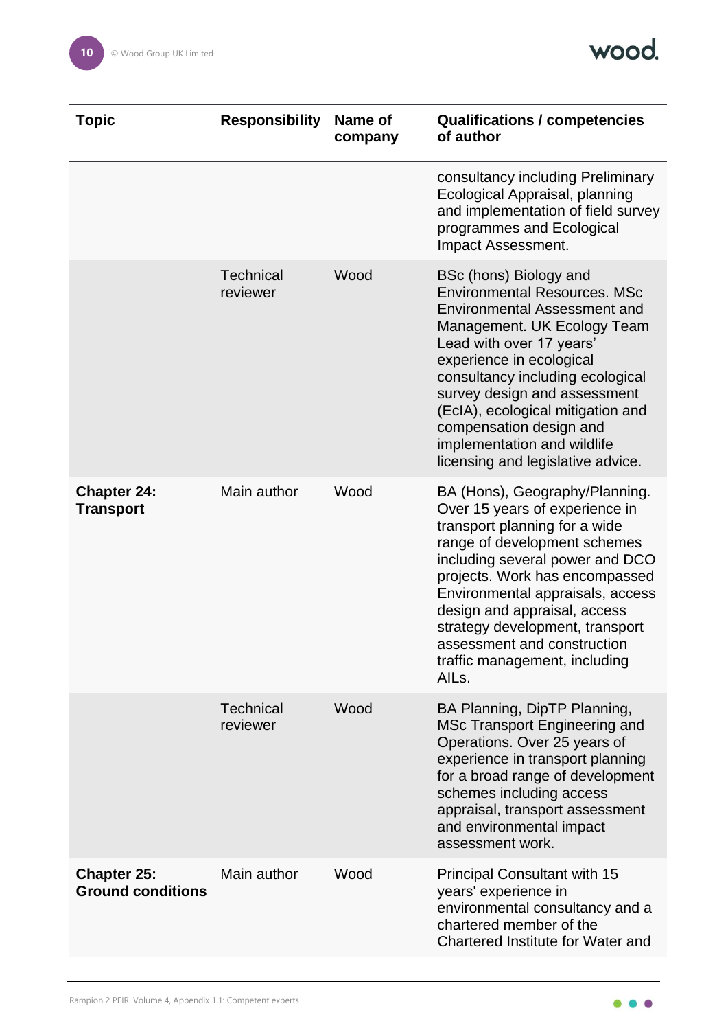| Topic | Responsibility | Name of company | Qualifications / competencies of author |
|---|---|---|---|
| | | | consultancy including Preliminary Ecological Appraisal, planning and implementation of field survey programmes and Ecological Impact Assessment. |
| | Technical reviewer | Wood | BSc (hons) Biology and Environmental Resources. MSc Environmental Assessment and Management. UK Ecology Team Lead with over 17 years' experience in ecological consultancy including ecological survey design and assessment (EcIA), ecological mitigation and compensation design and implementation and wildlife licensing and legislative advice. |
| **Chapter 24: Transport** | Main author | Wood | BA (Hons), Geography/Planning. Over 15 years of experience in transport planning for a wide range of development schemes including several power and DCO projects. Work has encompassed Environmental appraisals, access design and appraisal, access strategy development, transport assessment and construction traffic management, including AILs. |
| | Technical reviewer | Wood | BA Planning, DipTP Planning, MSc Transport Engineering and Operations. Over 25 years of experience in transport planning for a broad range of development schemes including access appraisal, transport assessment and environmental impact assessment work. |
| **Chapter 25: Ground conditions** | Main author | Wood | Principal Consultant with 15 years' experience in environmental consultancy and a chartered member of the Chartered Institute for Water and |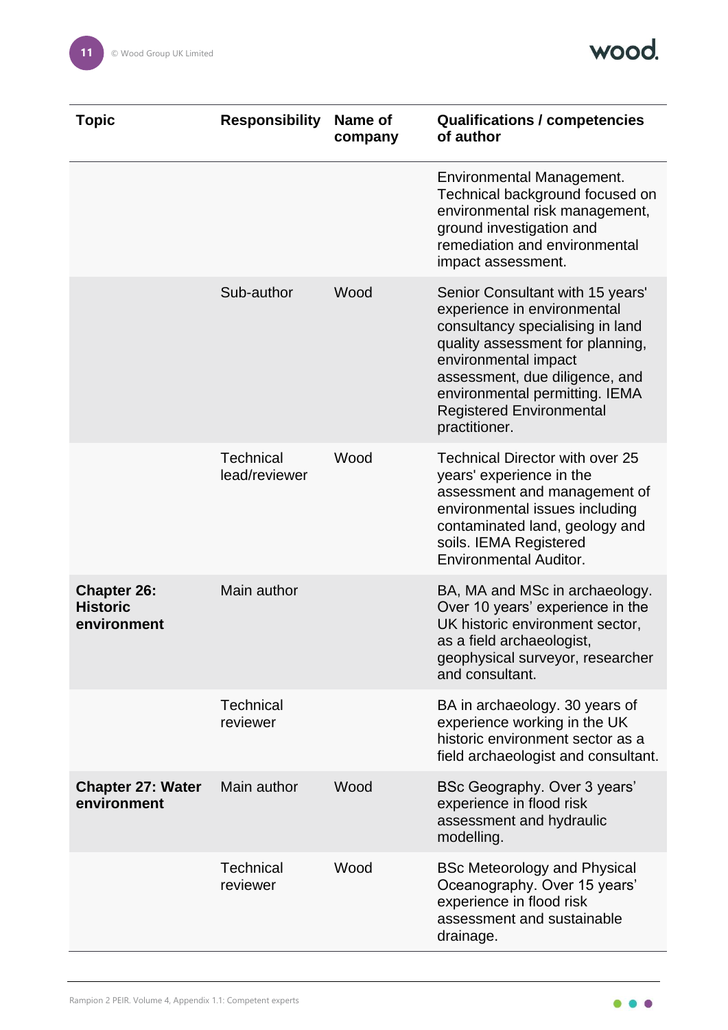| Topic | Responsibility | Name of company | Qualifications / competencies of author |
|---|---|---|---|
| | | | Environmental Management. Technical background focused on environmental risk management, ground investigation and remediation and environmental impact assessment. |
| | Sub-author | Wood | Senior Consultant with 15 years' experience in environmental consultancy specialising in land quality assessment for planning, environmental impact assessment, due diligence, and environmental permitting. IEMA Registered Environmental practitioner. |
| | Technical lead/reviewer | Wood | Technical Director with over 25 years' experience in the assessment and management of environmental issues including contaminated land, geology and soils. IEMA Registered Environmental Auditor. |
| **Chapter 26: Historic environment** | Main author | | BA, MA and MSc in archaeology. Over 10 years' experience in the UK historic environment sector, as a field archaeologist, geophysical surveyor, researcher and consultant. |
| | Technical reviewer | | BA in archaeology. 30 years of experience working in the UK historic environment sector as a field archaeologist and consultant. |
| **Chapter 27: Water environment** | Main author | Wood | BSc Geography. Over 3 years' experience in flood risk assessment and hydraulic modelling. |
| | Technical reviewer | Wood | BSc Meteorology and Physical Oceanography. Over 15 years' experience in flood risk assessment and sustainable drainage. |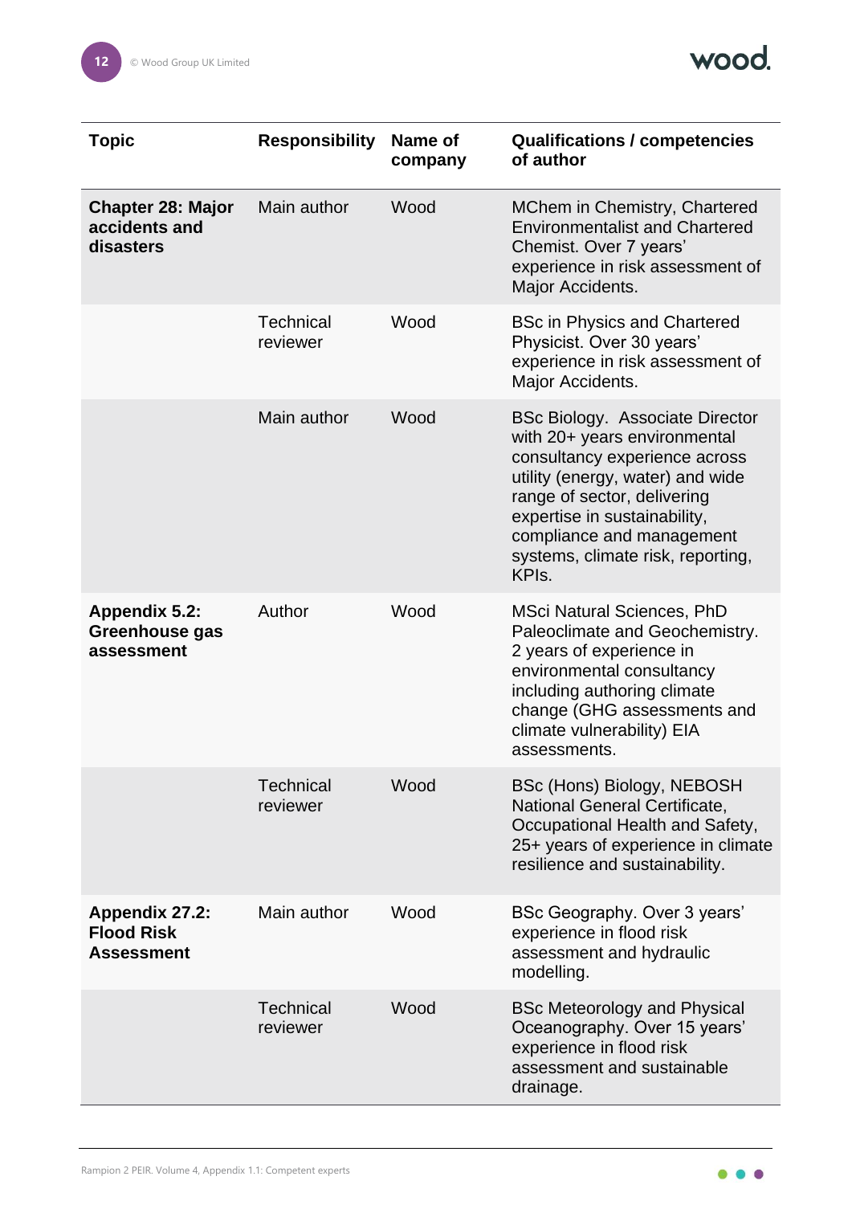| Topic | Responsibility | Name of company | Qualifications / competencies of author |
|---|---|---|---|
| **Chapter 28: Major accidents and disasters** | Main author | Wood | MChem in Chemistry, Chartered Environmentalist and Chartered Chemist. Over 7 years' experience in risk assessment of Major Accidents. |
| | Technical reviewer | Wood | BSc in Physics and Chartered Physicist. Over 30 years' experience in risk assessment of Major Accidents. |
| | Main author | Wood | BSc Biology. Associate Director with 20+ years environmental consultancy experience across utility (energy, water) and wide range of sector, delivering expertise in sustainability, compliance and management systems, climate risk, reporting, KPIs. |
| **Appendix 5.2: Greenhouse gas assessment** | Author | Wood | MSci Natural Sciences, PhD Paleoclimate and Geochemistry. 2 years of experience in environmental consultancy including authoring climate change (GHG assessments and climate vulnerability) EIA assessments. |
| | Technical reviewer | Wood | BSc (Hons) Biology, NEBOSH National General Certificate, Occupational Health and Safety, 25+ years of experience in climate resilience and sustainability. |
| **Appendix 27.2: Flood Risk Assessment** | Main author | Wood | BSc Geography. Over 3 years' experience in flood risk assessment and hydraulic modelling. |
| | Technical reviewer | Wood | BSc Meteorology and Physical Oceanography. Over 15 years' experience in flood risk assessment and sustainable drainage. |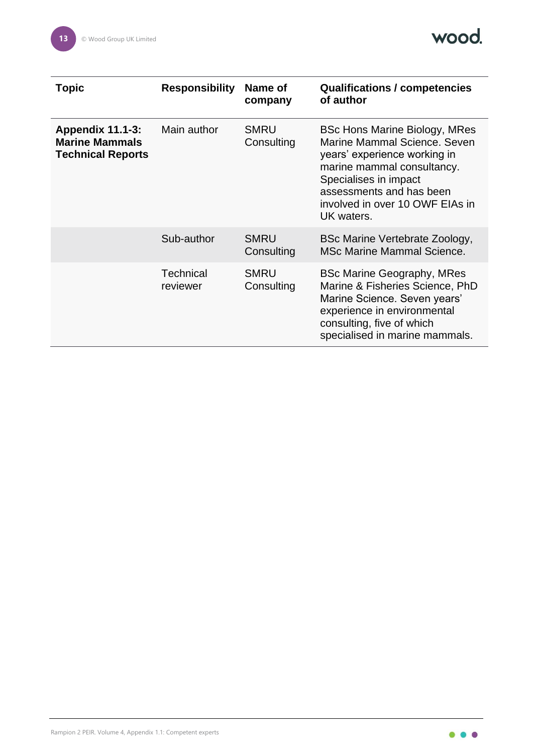| Topic | Responsibility | Name of company | Qualifications / competencies of author |
| --- | --- | --- | --- |
| **Appendix 11.1-3: Marine Mammals Technical Reports** | Main author | SMRU Consulting | BSc Hons Marine Biology, MRes Marine Mammal Science. Seven years' experience working in marine mammal consultancy. Specialises in impact assessments and has been involved in over 10 OWF EIAs in UK waters. |
| | Sub-author | SMRU Consulting | BSc Marine Vertebrate Zoology, MSc Marine Mammal Science. |
| | Technical reviewer | SMRU Consulting | BSc Marine Geography, MRes Marine & Fisheries Science, PhD Marine Science. Seven years' experience in environmental consulting, five of which specialised in marine mammals. |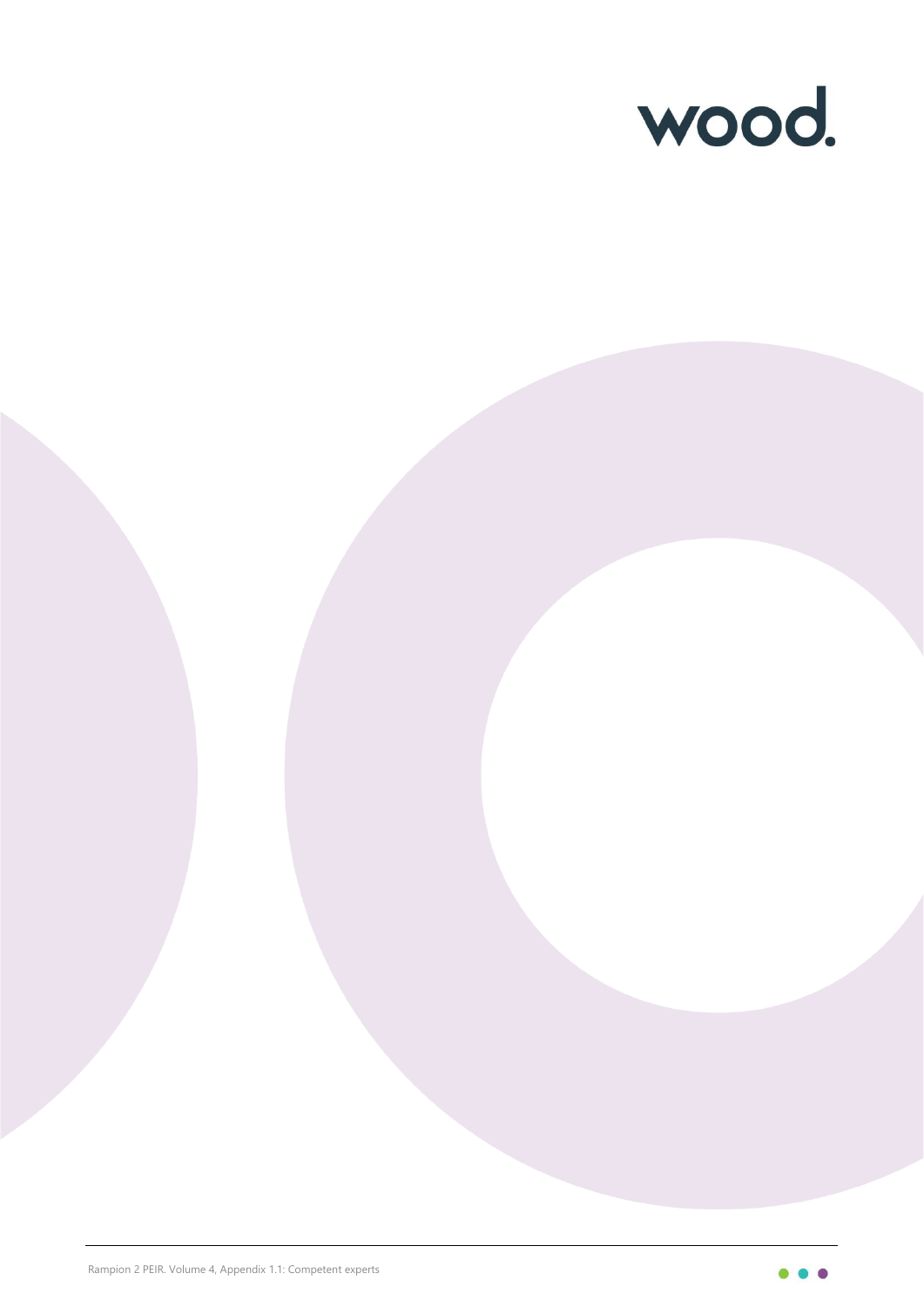wood.